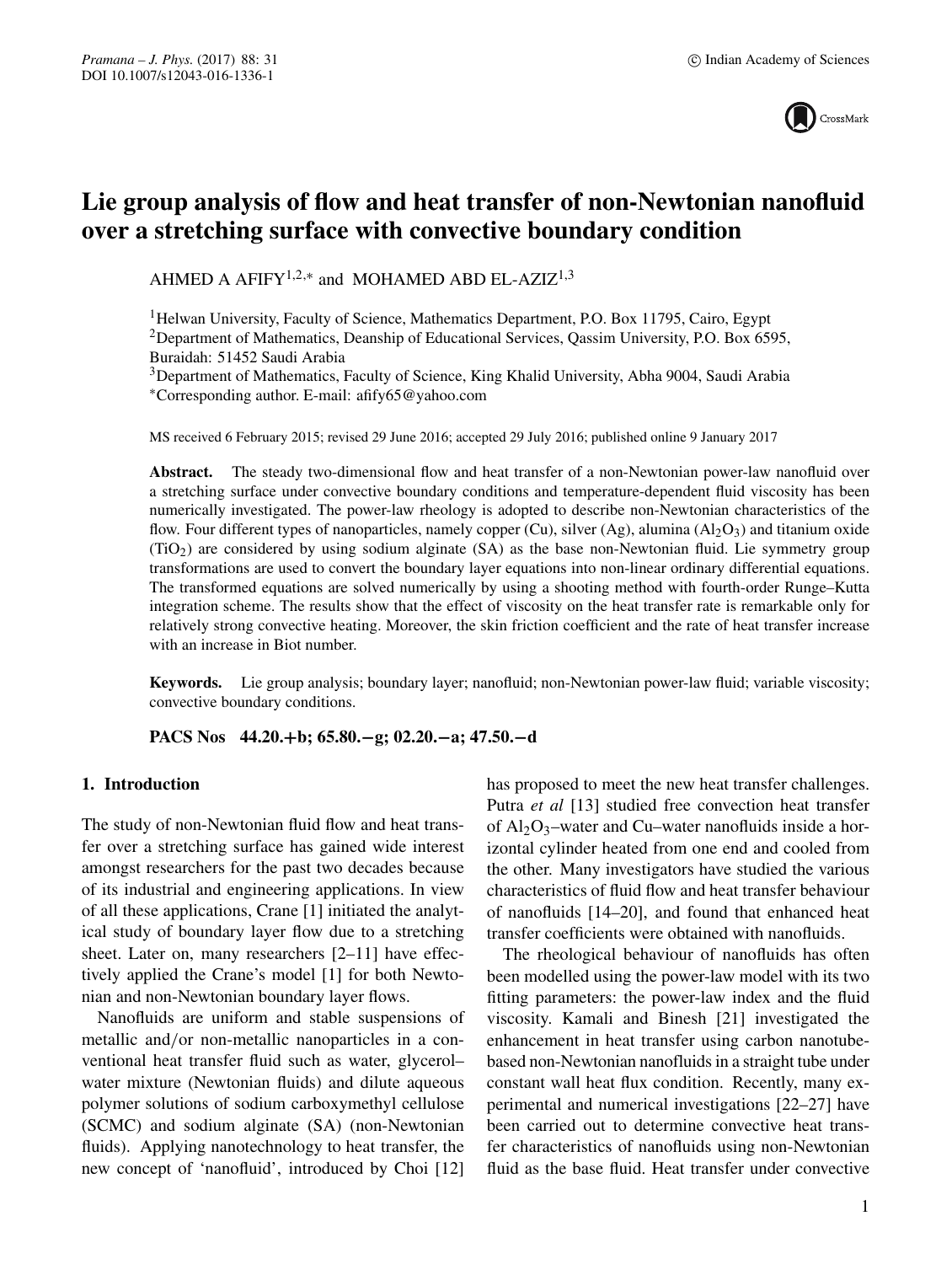# Lie group analysis of flow and heat transfer of non-Newtonian nanofluid over a stretching surface with convective boundary condition

AHMED A AFIFY[1,2,*] and MOHAMED ABD EL-AZIZ[1,3]

[1]Helwan University, Faculty of Science, Mathematics Department, P.O. Box 11795, Cairo, Egypt
[2]Department of Mathematics, Deanship of Educational Services, Qassim University, P.O. Box 6595, Buraidah: 51452 Saudi Arabia
[3]Department of Mathematics, Faculty of Science, King Khalid University, Abha 9004, Saudi Arabia
*Corresponding author. E-mail: afify65@yahoo.com

MS received 6 February 2015; revised 29 June 2016; accepted 29 July 2016; published online 9 January 2017

**Abstract.** The steady two-dimensional flow and heat transfer of a non-Newtonian power-law nanofluid over a stretching surface under convective boundary conditions and temperature-dependent fluid viscosity has been numerically investigated. The power-law rheology is adopted to describe non-Newtonian characteristics of the flow. Four different types of nanoparticles, namely copper (Cu), silver (Ag), alumina ($Al_2O_3$) and titanium oxide ($TiO_2$) are considered by using sodium alginate (SA) as the base non-Newtonian fluid. Lie symmetry group transformations are used to convert the boundary layer equations into non-linear ordinary differential equations. The transformed equations are solved numerically by using a shooting method with fourth-order Runge–Kutta integration scheme. The results show that the effect of viscosity on the heat transfer rate is remarkable only for relatively strong convective heating. Moreover, the skin friction coefficient and the rate of heat transfer increase with an increase in Biot number.

**Keywords.** Lie group analysis; boundary layer; nanofluid; non-Newtonian power-law fluid; variable viscosity; convective boundary conditions.

**PACS Nos** 44.20.+b; 65.80.−g; 02.20.−a; 47.50.−d

## 1. Introduction

The study of non-Newtonian fluid flow and heat transfer over a stretching surface has gained wide interest amongst researchers for the past two decades because of its industrial and engineering applications. In view of all these applications, Crane [1] initiated the analytical study of boundary layer flow due to a stretching sheet. Later on, many researchers [2–11] have effectively applied the Crane's model [1] for both Newtonian and non-Newtonian boundary layer flows.

Nanofluids are uniform and stable suspensions of metallic and/or non-metallic nanoparticles in a conventional heat transfer fluid such as water, glycerol–water mixture (Newtonian fluids) and dilute aqueous polymer solutions of sodium carboxymethyl cellulose (SCMC) and sodium alginate (SA) (non-Newtonian fluids). Applying nanotechnology to heat transfer, the new concept of 'nanofluid', introduced by Choi [12] has proposed to meet the new heat transfer challenges. Putra *et al* [13] studied free convection heat transfer of $Al_2O_3$–water and Cu–water nanofluids inside a horizontal cylinder heated from one end and cooled from the other. Many investigators have studied the various characteristics of fluid flow and heat transfer behaviour of nanofluids [14–20], and found that enhanced heat transfer coefficients were obtained with nanofluids.

The rheological behaviour of nanofluids has often been modelled using the power-law model with its two fitting parameters: the power-law index and the fluid viscosity. Kamali and Binesh [21] investigated the enhancement in heat transfer using carbon nanotube-based non-Newtonian nanofluids in a straight tube under constant wall heat flux condition. Recently, many experimental and numerical investigations [22–27] have been carried out to determine convective heat transfer characteristics of nanofluids using non-Newtonian fluid as the base fluid. Heat transfer under convective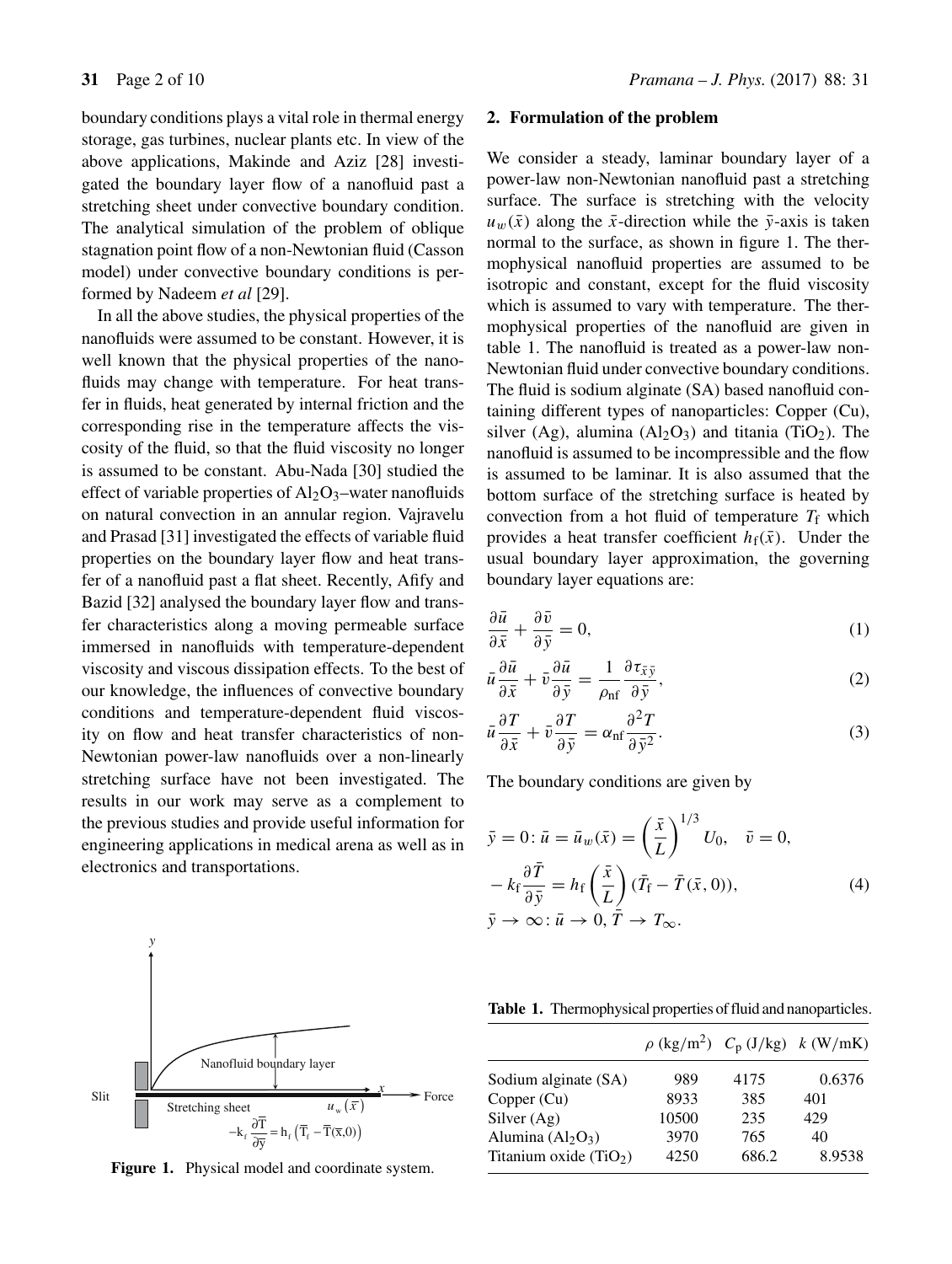boundary conditions plays a vital role in thermal energy storage, gas turbines, nuclear plants etc. In view of the above applications, Makinde and Aziz [28] investigated the boundary layer flow of a nanofluid past a stretching sheet under convective boundary condition. The analytical simulation of the problem of oblique stagnation point flow of a non-Newtonian fluid (Casson model) under convective boundary conditions is performed by Nadeem *et al* [29].

In all the above studies, the physical properties of the nanofluids were assumed to be constant. However, it is well known that the physical properties of the nanofluids may change with temperature. For heat transfer in fluids, heat generated by internal friction and the corresponding rise in the temperature affects the viscosity of the fluid, so that the fluid viscosity no longer is assumed to be constant. Abu-Nada [30] studied the effect of variable properties of $Al_2O_3$–water nanofluids on natural convection in an annular region. Vajravelu and Prasad [31] investigated the effects of variable fluid properties on the boundary layer flow and heat transfer of a nanofluid past a flat sheet. Recently, Afify and Bazid [32] analysed the boundary layer flow and transfer characteristics along a moving permeable surface immersed in nanofluids with temperature-dependent viscosity and viscous dissipation effects. To the best of our knowledge, the influences of convective boundary conditions and temperature-dependent fluid viscosity on flow and heat transfer characteristics of non-Newtonian power-law nanofluids over a non-linearly stretching surface have not been investigated. The results in our work may serve as a complement to the previous studies and provide useful information for engineering applications in medical arena as well as in electronics and transportations.

Figure 1. Physical model and coordinate system.

## 2. Formulation of the problem

We consider a steady, laminar boundary layer of a power-law non-Newtonian nanofluid past a stretching surface. The surface is stretching with the velocity $u_w(\bar{x})$ along the $\bar{x}$-direction while the $\bar{y}$-axis is taken normal to the surface, as shown in figure 1. The thermophysical nanofluid properties are assumed to be isotropic and constant, except for the fluid viscosity which is assumed to vary with temperature. The thermophysical properties of the nanofluid are given in table 1. The nanofluid is treated as a power-law non-Newtonian fluid under convective boundary conditions. The fluid is sodium alginate (SA) based nanofluid containing different types of nanoparticles: Copper (Cu), silver (Ag), alumina ($Al_2O_3$) and titania ($TiO_2$). The nanofluid is assumed to be incompressible and the flow is assumed to be laminar. It is also assumed that the bottom surface of the stretching surface is heated by convection from a hot fluid of temperature $T_f$ which provides a heat transfer coefficient $h_f(\bar{x})$. Under the usual boundary layer approximation, the governing boundary layer equations are:

$$\frac{\partial \bar{u}}{\partial \bar{x}} + \frac{\partial \bar{v}}{\partial \bar{y}} = 0, \tag{1}$$

$$\bar{u}\frac{\partial \bar{u}}{\partial \bar{x}} + \bar{v}\frac{\partial \bar{u}}{\partial \bar{y}} = \frac{1}{\rho_{nf}}\frac{\partial \tau_{\bar{x}\bar{y}}}{\partial \bar{y}}, \tag{2}$$

$$\bar{u}\frac{\partial T}{\partial \bar{x}} + \bar{v}\frac{\partial T}{\partial \bar{y}} = \alpha_{nf}\frac{\partial^2 T}{\partial \bar{y}^2}. \tag{3}$$

The boundary conditions are given by

$$\begin{aligned}
&\bar{y} = 0\colon \bar{u} = \bar{u}_w(\bar{x}) = \left(\frac{\bar{x}}{L}\right)^{1/3} U_0, \quad \bar{v} = 0,\\
&-k_f\frac{\partial \bar{T}}{\partial \bar{y}} = h_f\left(\frac{\bar{x}}{L}\right)(\bar{T}_f - \bar{T}(\bar{x}, 0)),\\
&\bar{y} \to \infty\colon \bar{u} \to 0, \bar{T} \to T_\infty.
\end{aligned} \tag{4}$$

**Table 1.** Thermophysical properties of fluid and nanoparticles.

| | $\rho$ (kg/m$^2$) | $C_p$ (J/kg) | $k$ (W/mK) |
|---|---|---|---|
| Sodium alginate (SA) | 989 | 4175 | 0.6376 |
| Copper (Cu) | 8933 | 385 | 401 |
| Silver (Ag) | 10500 | 235 | 429 |
| Alumina ($Al_2O_3$) | 3970 | 765 | 40 |
| Titanium oxide ($TiO_2$) | 4250 | 686.2 | 8.9538 |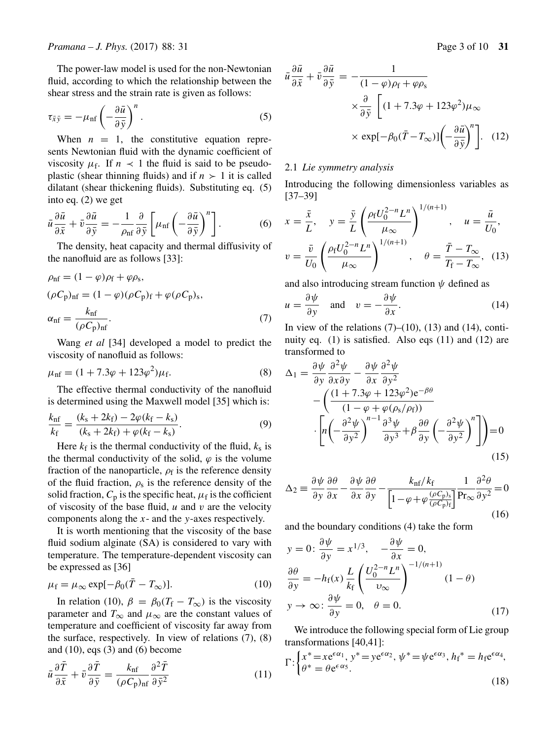The power-law model is used for the non-Newtonian fluid, according to which the relationship between the shear stress and the strain rate is given as follows:

$$\tau_{\bar{x}\bar{y}} = -\mu_{\mathrm{nf}}\left(-\frac{\partial \bar{u}}{\partial \bar{y}}\right)^{n}. \tag{5}$$

When $n = 1$, the constitutive equation represents Newtonian fluid with the dynamic coefficient of viscosity $\mu_{\mathrm{f}}$. If $n \prec 1$ the fluid is said to be pseudoplastic (shear thinning fluids) and if $n \succ 1$ it is called dilatant (shear thickening fluids). Substituting eq. (5) into eq. (2) we get

$$\bar{u}\frac{\partial \bar{u}}{\partial \bar{x}} + \bar{v}\frac{\partial \bar{u}}{\partial \bar{y}} = -\frac{1}{\rho_{\mathrm{nf}}}\frac{\partial}{\partial \bar{y}}\left[\mu_{\mathrm{nf}}\left(-\frac{\partial \bar{u}}{\partial \bar{y}}\right)^{n}\right]. \tag{6}$$

The density, heat capacity and thermal diffusivity of the nanofluid are as follows [33]:

$$\rho_{\mathrm{nf}} = (1-\varphi)\rho_{\mathrm{f}} + \varphi\rho_{\mathrm{s}},$$
$$(\rho C_{\mathrm{p}})_{\mathrm{nf}} = (1-\varphi)(\rho C_{\mathrm{p}})_{\mathrm{f}} + \varphi(\rho C_{\mathrm{p}})_{\mathrm{s}},$$
$$\alpha_{\mathrm{nf}} = \frac{k_{\mathrm{nf}}}{(\rho C_{\mathrm{p}})_{\mathrm{nf}}}. \tag{7}$$

Wang *et al* [34] developed a model to predict the viscosity of nanofluid as follows:

$$\mu_{\mathrm{nf}} = (1 + 7.3\varphi + 123\varphi^2)\mu_{\mathrm{f}}. \tag{8}$$

The effective thermal conductivity of the nanofluid is determined using the Maxwell model [35] which is:

$$\frac{k_{\mathrm{nf}}}{k_{\mathrm{f}}} = \frac{(k_{\mathrm{s}} + 2k_{\mathrm{f}}) - 2\varphi(k_{\mathrm{f}} - k_{\mathrm{s}})}{(k_{\mathrm{s}} + 2k_{\mathrm{f}}) + \varphi(k_{\mathrm{f}} - k_{\mathrm{s}})}. \tag{9}$$

Here $k_{\mathrm{f}}$ is the thermal conductivity of the fluid, $k_{\mathrm{s}}$ is the thermal conductivity of the solid, $\varphi$ is the volume fraction of the nanoparticle, $\rho_{\mathrm{f}}$ is the reference density of the fluid fraction, $\rho_{\mathrm{s}}$ is the reference density of the solid fraction, $C_{\mathrm{p}}$ is the specific heat, $\mu_{\mathrm{f}}$ is the cofficient of viscosity of the base fluid, $u$ and $v$ are the velocity components along the $x$- and the $y$-axes respectively.

It is worth mentioning that the viscosity of the base fluid sodium alginate (SA) is considered to vary with temperature. The temperature-dependent viscosity can be expressed as [36]

$$\mu_{\mathrm{f}} = \mu_{\infty}\exp[-\beta_0(\bar{T} - T_{\infty})]. \tag{10}$$

In relation (10), $\beta = \beta_0(T_{\mathrm{f}} - T_{\infty})$ is the viscosity parameter and $T_{\infty}$ and $\mu_{\infty}$ are the constant values of temperature and coefficient of viscosity far away from the surface, respectively. In view of relations (7), (8) and (10), eqs (3) and (6) become

$$\bar{u}\frac{\partial \bar{T}}{\partial \bar{x}} + \bar{v}\frac{\partial \bar{T}}{\partial \bar{y}} = \frac{k_{\mathrm{nf}}}{(\rho C_{\mathrm{p}})_{\mathrm{nf}}}\frac{\partial^2 \bar{T}}{\partial \bar{y}^2} \tag{11}$$

$$\bar{u}\frac{\partial \bar{u}}{\partial \bar{x}} + \bar{v}\frac{\partial \bar{u}}{\partial \bar{y}} = -\frac{1}{(1-\varphi)\rho_{\mathrm{f}} + \varphi\rho_{\mathrm{s}}} \times \frac{\partial}{\partial \bar{y}}\left[(1 + 7.3\varphi + 123\varphi^2)\mu_{\infty} \times \exp[-\beta_0(\bar{T} - T_{\infty})]\left(-\frac{\partial \bar{u}}{\partial \bar{y}}\right)^{n}\right]. \tag{12}$$

### 2.1 *Lie symmetry analysis*

Introducing the following dimensionless variables as [37–39]

$$x = \frac{\bar{x}}{L}, \quad y = \frac{\bar{y}}{L}\left(\frac{\rho_{\mathrm{f}}U_0^{2-n}L^n}{\mu_{\infty}}\right)^{1/(n+1)}, \quad u = \frac{\bar{u}}{U_0},$$
$$v = \frac{\bar{v}}{U_0}\left(\frac{\rho_{\mathrm{f}}U_0^{2-n}L^n}{\mu_{\infty}}\right)^{1/(n+1)}, \quad \theta = \frac{\bar{T} - T_{\infty}}{T_{\mathrm{f}} - T_{\infty}}, \tag{13}$$

and also introducing stream function $\psi$ defined as

$$u = \frac{\partial \psi}{\partial y} \quad \text{and} \quad v = -\frac{\partial \psi}{\partial x}. \tag{14}$$

In view of the relations (7)–(10), (13) and (14), continuity eq. (1) is satisfied. Also eqs (11) and (12) are transformed to

$$\Delta_1 = \frac{\partial \psi}{\partial y}\frac{\partial^2 \psi}{\partial x \partial y} - \frac{\partial \psi}{\partial x}\frac{\partial^2 \psi}{\partial y^2} - \left(\frac{(1 + 7.3\varphi + 123\varphi^2)\mathrm{e}^{-\beta\theta}}{(1 - \varphi + \varphi(\rho_{\mathrm{s}}/\rho_{\mathrm{f}}))} \cdot \left[n\left(-\frac{\partial^2 \psi}{\partial y^2}\right)^{n-1}\frac{\partial^3 \psi}{\partial y^3} + \beta\frac{\partial \theta}{\partial y}\left(-\frac{\partial^2 \psi}{\partial y^2}\right)^{n}\right]\right) = 0 \tag{15}$$

$$\Delta_2 \equiv \frac{\partial \psi}{\partial y}\frac{\partial \theta}{\partial x} - \frac{\partial \psi}{\partial x}\frac{\partial \theta}{\partial y} - \frac{k_{\mathrm{nf}}/k_{\mathrm{f}}}{\left[1 - \varphi + \varphi\frac{(\rho C_{\mathrm{p}})_{\mathrm{s}}}{(\rho C_{\mathrm{p}})_{\mathrm{f}}}\right]}\frac{1}{\mathrm{Pr}_{\infty}}\frac{\partial^2 \theta}{\partial y^2} = 0 \tag{16}$$

and the boundary conditions (4) take the form

$$y = 0\colon \frac{\partial \psi}{\partial y} = x^{1/3}, \quad -\frac{\partial \psi}{\partial x} = 0,$$
$$\frac{\partial \theta}{\partial y} = -h_{\mathrm{f}}(x)\frac{L}{k_{\mathrm{f}}}\left(\frac{U_0^{2-n}L^n}{\upsilon_{\infty}}\right)^{-1/(n+1)}(1 - \theta)$$
$$y \to \infty\colon \frac{\partial \psi}{\partial y} = 0, \quad \theta = 0. \tag{17}$$

We introduce the following special form of Lie group transformations [40,41]:

$$\Gamma\colon \begin{cases} x^* = x\mathrm{e}^{\epsilon\alpha_1},\ y^* = y\mathrm{e}^{\epsilon\alpha_2},\ \psi^* = \psi\mathrm{e}^{\epsilon\alpha_3},\ h_{\mathrm{f}}{}^* = h_{\mathrm{f}}\mathrm{e}^{\epsilon\alpha_4}, \\ \theta^* = \theta\mathrm{e}^{\epsilon\alpha_5}. \end{cases} \tag{18}$$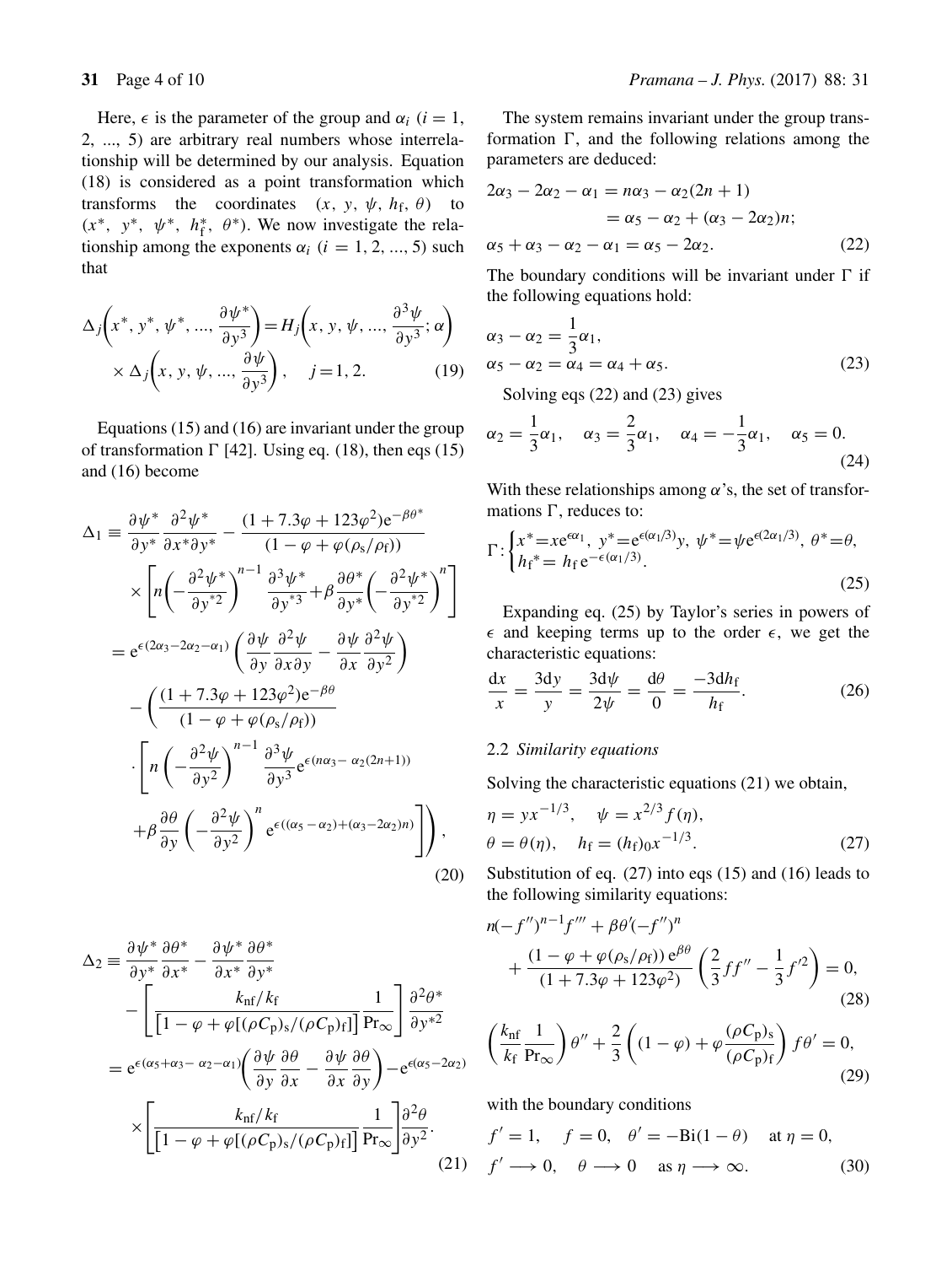Here, $\epsilon$ is the parameter of the group and $\alpha_i$ ($i = 1, 2, ..., 5$) are arbitrary real numbers whose interrelationship will be determined by our analysis. Equation (18) is considered as a point transformation which transforms the coordinates $(x, y, \psi, h_\mathrm{f}, \theta)$ to $(x^*, y^*, \psi^*, h_\mathrm{f}^*, \theta^*)$. We now investigate the relationship among the exponents $\alpha_i$ ($i = 1, 2, ..., 5$) such that

$$\Delta_j\left(x^*, y^*, \psi^*, ..., \frac{\partial \psi^*}{\partial y^3}\right) = H_j\left(x, y, \psi, ..., \frac{\partial^3 \psi}{\partial y^3}; \alpha\right) \times \Delta_j\left(x, y, \psi, ..., \frac{\partial \psi}{\partial y^3}\right), \quad j = 1, 2. \tag{19}$$

Equations (15) and (16) are invariant under the group of transformation $\Gamma$ [42]. Using eq. (18), then eqs (15) and (16) become

$$\begin{aligned}
\Delta_1 &\equiv \frac{\partial \psi^*}{\partial y^*}\frac{\partial^2 \psi^*}{\partial x^* \partial y^*} - \frac{(1 + 7.3\varphi + 123\varphi^2)\mathrm{e}^{-\beta\theta^*}}{(1 - \varphi + \varphi(\rho_\mathrm{s}/\rho_\mathrm{f}))} \times \left[n\left(-\frac{\partial^2 \psi^*}{\partial y^{*2}}\right)^{n-1}\frac{\partial^3 \psi^*}{\partial y^{*3}} + \beta\frac{\partial \theta^*}{\partial y^*}\left(-\frac{\partial^2 \psi^*}{\partial y^{*2}}\right)^n\right] \\
&= \mathrm{e}^{\epsilon(2\alpha_3 - 2\alpha_2 - \alpha_1)}\left(\frac{\partial \psi}{\partial y}\frac{\partial^2 \psi}{\partial x \partial y} - \frac{\partial \psi}{\partial x}\frac{\partial^2 \psi}{\partial y^2}\right) - \left(\frac{(1 + 7.3\varphi + 123\varphi^2)\mathrm{e}^{-\beta\theta}}{(1 - \varphi + \varphi(\rho_\mathrm{s}/\rho_\mathrm{f}))}\right. \\
&\quad \cdot \left[n\left(-\frac{\partial^2 \psi}{\partial y^2}\right)^{n-1}\frac{\partial^3 \psi}{\partial y^3}\mathrm{e}^{\epsilon(n\alpha_3 - \alpha_2(2n+1))} \left. + \beta\frac{\partial \theta}{\partial y}\left(-\frac{\partial^2 \psi}{\partial y^2}\right)^n \mathrm{e}^{\epsilon((\alpha_5 - \alpha_2) + (\alpha_3 - 2\alpha_2)n)}\right]\right),
\end{aligned} \tag{20}$$

$$\begin{aligned}
\Delta_2 &\equiv \frac{\partial \psi^*}{\partial y^*}\frac{\partial \theta^*}{\partial x^*} - \frac{\partial \psi^*}{\partial x^*}\frac{\partial \theta^*}{\partial y^*} - \left[\frac{k_\mathrm{nf}/k_\mathrm{f}}{\left[1 - \varphi + \varphi[(\rho C_\mathrm{p})_\mathrm{s}/(\rho C_\mathrm{p})_\mathrm{f}]\right]}\frac{1}{\mathrm{Pr}_\infty}\right]\frac{\partial^2 \theta^*}{\partial y^{*2}} \\
&= \mathrm{e}^{\epsilon(\alpha_5 + \alpha_3 - \alpha_2 - \alpha_1)}\left(\frac{\partial \psi}{\partial y}\frac{\partial \theta}{\partial x} - \frac{\partial \psi}{\partial x}\frac{\partial \theta}{\partial y}\right) - \mathrm{e}^{\epsilon(\alpha_5 - 2\alpha_2)} \times \left[\frac{k_\mathrm{nf}/k_\mathrm{f}}{\left[1 - \varphi + \varphi[(\rho C_\mathrm{p})_\mathrm{s}/(\rho C_\mathrm{p})_\mathrm{f}]\right]}\frac{1}{\mathrm{Pr}_\infty}\right]\frac{\partial^2 \theta}{\partial y^2}.
\end{aligned} \tag{21}$$

The system remains invariant under the group transformation $\Gamma$, and the following relations among the parameters are deduced:

$$\begin{aligned}
2\alpha_3 - 2\alpha_2 - \alpha_1 &= n\alpha_3 - \alpha_2(2n + 1) \\
&= \alpha_5 - \alpha_2 + (\alpha_3 - 2\alpha_2)n; \\
\alpha_5 + \alpha_3 - \alpha_2 - \alpha_1 &= \alpha_5 - 2\alpha_2.
\end{aligned} \tag{22}$$

The boundary conditions will be invariant under $\Gamma$ if the following equations hold:

$$\begin{aligned}
\alpha_3 - \alpha_2 &= \frac{1}{3}\alpha_1, \\
\alpha_5 - \alpha_2 &= \alpha_4 = \alpha_4 + \alpha_5.
\end{aligned} \tag{23}$$

Solving eqs (22) and (23) gives

$$\alpha_2 = \frac{1}{3}\alpha_1, \quad \alpha_3 = \frac{2}{3}\alpha_1, \quad \alpha_4 = -\frac{1}{3}\alpha_1, \quad \alpha_5 = 0. \tag{24}$$

With these relationships among $\alpha$'s, the set of transformations $\Gamma$, reduces to:

$$\Gamma: \begin{cases} x^* = x\mathrm{e}^{\epsilon\alpha_1}, \ y^* = \mathrm{e}^{\epsilon(\alpha_1/3)}y, \ \psi^* = \psi\mathrm{e}^{\epsilon(2\alpha_1/3)}, \ \theta^* = \theta, \\ h_\mathrm{f}^* = h_\mathrm{f}\,\mathrm{e}^{-\epsilon(\alpha_1/3)}. \end{cases} \tag{25}$$

Expanding eq. (25) by Taylor's series in powers of $\epsilon$ and keeping terms up to the order $\epsilon$, we get the characteristic equations:

$$\frac{\mathrm{d}x}{x} = \frac{3\mathrm{d}y}{y} = \frac{3\mathrm{d}\psi}{2\psi} = \frac{\mathrm{d}\theta}{0} = \frac{-3\mathrm{d}h_\mathrm{f}}{h_\mathrm{f}}. \tag{26}$$

### 2.2 *Similarity equations*

Solving the characteristic equations (21) we obtain,

$$\begin{aligned}
&\eta = yx^{-1/3}, \quad \psi = x^{2/3}f(\eta), \\
&\theta = \theta(\eta), \quad h_\mathrm{f} = (h_\mathrm{f})_0 x^{-1/3}.
\end{aligned} \tag{27}$$

Substitution of eq. (27) into eqs (15) and (16) leads to the following similarity equations:

$$n(-f'')^{n-1}f''' + \beta\theta'(-f'')^n + \frac{(1 - \varphi + \varphi(\rho_\mathrm{s}/\rho_\mathrm{f}))\,\mathrm{e}^{\beta\theta}}{(1 + 7.3\varphi + 123\varphi^2)}\left(\frac{2}{3}ff'' - \frac{1}{3}f'^2\right) = 0, \tag{28}$$

$$\left(\frac{k_\mathrm{nf}}{k_\mathrm{f}}\frac{1}{\mathrm{Pr}_\infty}\right)\theta'' + \frac{2}{3}\left((1 - \varphi) + \varphi\frac{(\rho C_\mathrm{p})_\mathrm{s}}{(\rho C_\mathrm{p})_\mathrm{f}}\right)f\theta' = 0, \tag{29}$$

with the boundary conditions

$$\begin{aligned}
&f' = 1, \quad f = 0, \quad \theta' = -\mathrm{Bi}(1 - \theta) \quad \text{at } \eta = 0, \\
&f' \longrightarrow 0, \quad \theta \longrightarrow 0 \quad \text{as } \eta \longrightarrow \infty.
\end{aligned} \tag{30}$$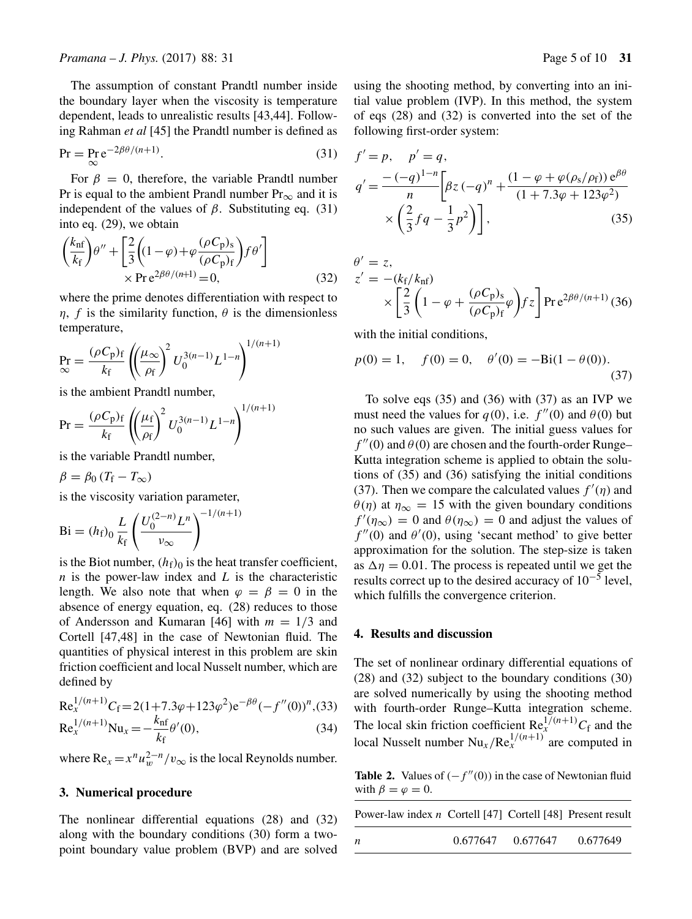The assumption of constant Prandtl number inside the boundary layer when the viscosity is temperature dependent, leads to unrealistic results [43,44]. Following Rahman *et al* [45] the Prandtl number is defined as

$$\mathrm{Pr} = \underset{\infty}{\mathrm{Pr}}\, \mathrm{e}^{-2\beta\theta/(n+1)}. \tag{31}$$

For $\beta = 0$, therefore, the variable Prandtl number Pr is equal to the ambient Prandl number $\mathrm{Pr}_\infty$ and it is independent of the values of $\beta$. Substituting eq. (31) into eq. (29), we obtain

$$\left(\frac{k_{\mathrm{nf}}}{k_{\mathrm{f}}}\right)\theta'' + \left[\frac{2}{3}\left((1-\varphi)+\varphi\frac{(\rho C_{\mathrm{p}})_{\mathrm{s}}}{(\rho C_{\mathrm{p}})_{\mathrm{f}}}\right)f\theta'\right] \times \mathrm{Pr}\,\mathrm{e}^{2\beta\theta/(n+1)} = 0, \tag{32}$$

where the prime denotes differentiation with respect to $\eta$, $f$ is the similarity function, $\theta$ is the dimensionless temperature,

$$\underset{\infty}{\mathrm{Pr}} = \frac{(\rho C_{\mathrm{p}})_{\mathrm{f}}}{k_{\mathrm{f}}}\left(\left(\frac{\mu_\infty}{\rho_{\mathrm{f}}}\right)^2 U_0^{3(n-1)}L^{1-n}\right)^{1/(n+1)}$$

is the ambient Prandtl number,

$$\mathrm{Pr} = \frac{(\rho C_{\mathrm{p}})_{\mathrm{f}}}{k_{\mathrm{f}}}\left(\left(\frac{\mu_{\mathrm{f}}}{\rho_{\mathrm{f}}}\right)^2 U_0^{3(n-1)}L^{1-n}\right)^{1/(n+1)}$$

is the variable Prandtl number,

$$\beta = \beta_0\,(T_{\mathrm{f}} - T_\infty)$$

is the viscosity variation parameter,

$$\mathrm{Bi} = (h_{\mathrm{f}})_0\,\frac{L}{k_{\mathrm{f}}}\left(\frac{U_0^{(2-n)}L^n}{\nu_\infty}\right)^{-1/(n+1)}$$

is the Biot number, $(h_{\mathrm{f}})_0$ is the heat transfer coefficient, $n$ is the power-law index and $L$ is the characteristic length. We also note that when $\varphi = \beta = 0$ in the absence of energy equation, eq. (28) reduces to those of Andersson and Kumaran [46] with $m = 1/3$ and Cortell [47,48] in the case of Newtonian fluid. The quantities of physical interest in this problem are skin friction coefficient and local Nusselt number, which are defined by

$$\mathrm{Re}_x^{1/(n+1)}C_{\mathrm{f}} = 2(1+7.3\varphi+123\varphi^2)\mathrm{e}^{-\beta\theta}(-f''(0))^n, \tag{33}$$

$$\mathrm{Re}_x^{1/(n+1)}\mathrm{Nu}_x = -\frac{k_{\mathrm{nf}}}{k_{\mathrm{f}}}\theta'(0), \tag{34}$$

where $\mathrm{Re}_x = x^n u_w^{2-n}/\nu_\infty$ is the local Reynolds number.

## 3. Numerical procedure

The nonlinear differential equations (28) and (32) along with the boundary conditions (30) form a two-point boundary value problem (BVP) and are solved using the shooting method, by converting into an initial value problem (IVP). In this method, the system of eqs (28) and (32) is converted into the set of the following first-order system:

$$f' = p, \quad p' = q,$$

$$q' = \frac{-(-q)^{1-n}}{n}\left[\beta z\,(-q)^n + \frac{(1-\varphi+\varphi(\rho_{\mathrm{s}}/\rho_{\mathrm{f}}))\,\mathrm{e}^{\beta\theta}}{(1+7.3\varphi+123\varphi^2)} \times \left(\frac{2}{3}fq - \frac{1}{3}p^2\right)\right], \tag{35}$$

$$\theta' = z,$$

$$z' = -(k_{\mathrm{f}}/k_{\mathrm{nf}}) \times \left[\frac{2}{3}\left(1-\varphi+\frac{(\rho C_{\mathrm{p}})_{\mathrm{s}}}{(\rho C_{\mathrm{p}})_{\mathrm{f}}}\varphi\right)fz\right]\mathrm{Pr}\,\mathrm{e}^{2\beta\theta/(n+1)} \tag{36}$$

with the initial conditions,

$$p(0) = 1, \quad f(0) = 0, \quad \theta'(0) = -\mathrm{Bi}(1-\theta(0)). \tag{37}$$

To solve eqs (35) and (36) with (37) as an IVP we must need the values for $q(0)$, i.e. $f''(0)$ and $\theta(0)$ but no such values are given. The initial guess values for $f''(0)$ and $\theta(0)$ are chosen and the fourth-order Runge–Kutta integration scheme is applied to obtain the solutions of (35) and (36) satisfying the initial conditions (37). Then we compare the calculated values $f'(\eta)$ and $\theta(\eta)$ at $\eta_\infty = 15$ with the given boundary conditions $f'(\eta_\infty) = 0$ and $\theta(\eta_\infty) = 0$ and adjust the values of $f''(0)$ and $\theta'(0)$, using 'secant method' to give better approximation for the solution. The step-size is taken as $\Delta\eta = 0.01$. The process is repeated until we get the results correct up to the desired accuracy of $10^{-5}$ level, which fulfills the convergence criterion.

## 4. Results and discussion

The set of nonlinear ordinary differential equations of (28) and (32) subject to the boundary conditions (30) are solved numerically by using the shooting method with fourth-order Runge–Kutta integration scheme. The local skin friction coefficient $\mathrm{Re}_x^{1/(n+1)}C_{\mathrm{f}}$ and the local Nusselt number $\mathrm{Nu}_x/\mathrm{Re}_x^{1/(n+1)}$ are computed in

**Table 2.** Values of $(-f''(0))$ in the case of Newtonian fluid with $\beta = \varphi = 0$.

| Power-law index $n$ | Cortell [47] | Cortell [48] | Present result |
|---|---|---|---|
| $n$ | 0.677647 | 0.677647 | 0.677649 |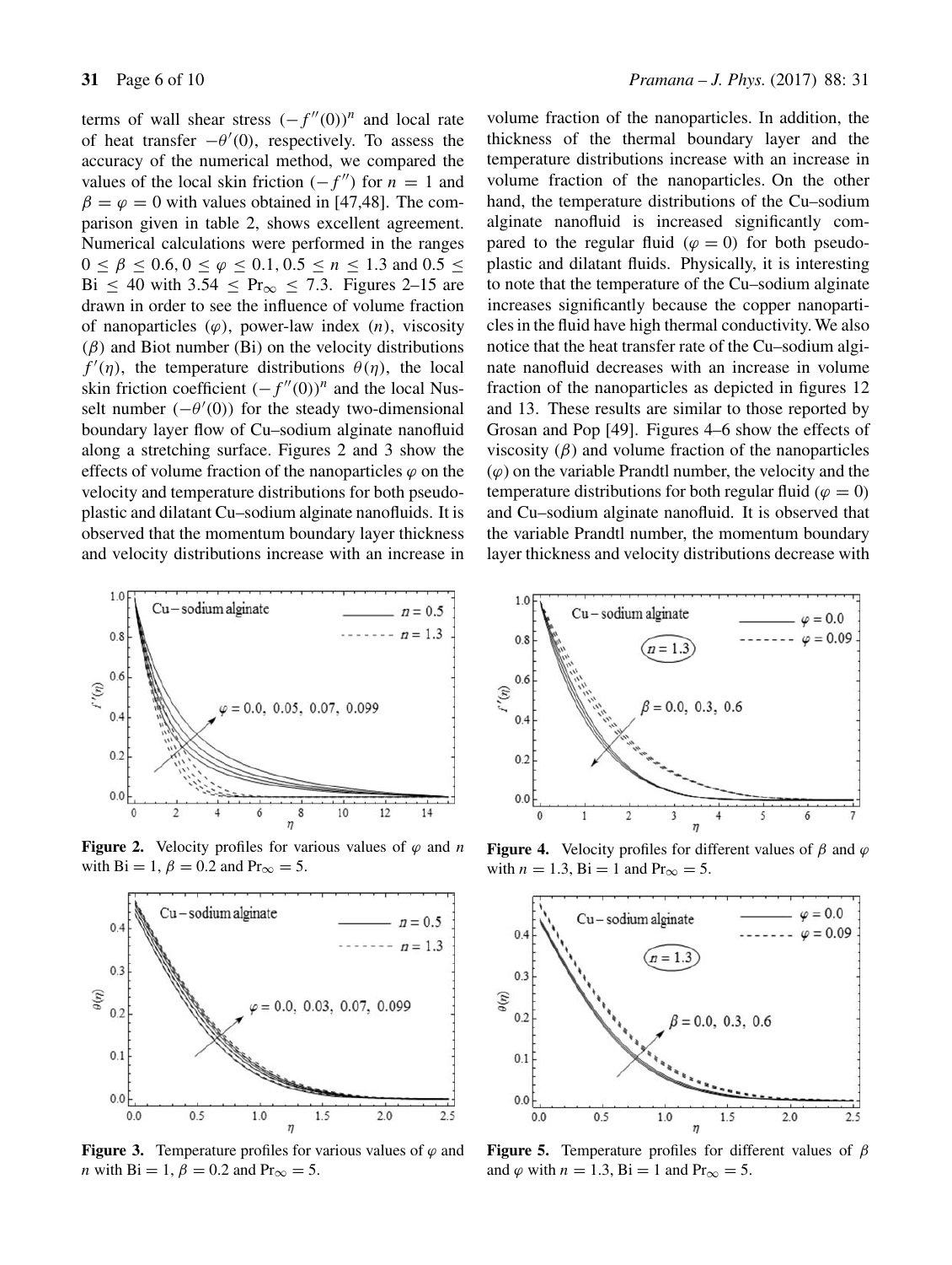terms of wall shear stress $(-f''(0))^n$ and local rate of heat transfer $-\theta'(0)$, respectively. To assess the accuracy of the numerical method, we compared the values of the local skin friction $(-f'')$ for $n = 1$ and $\beta = \varphi = 0$ with values obtained in [47,48]. The comparison given in table 2, shows excellent agreement. Numerical calculations were performed in the ranges $0 \leq \beta \leq 0.6$, $0 \leq \varphi \leq 0.1$, $0.5 \leq n \leq 1.3$ and $0.5 \leq \text{Bi} \leq 40$ with $3.54 \leq \text{Pr}_\infty \leq 7.3$. Figures 2–15 are drawn in order to see the influence of volume fraction of nanoparticles $(\varphi)$, power-law index $(n)$, viscosity $(\beta)$ and Biot number (Bi) on the velocity distributions $f'(\eta)$, the temperature distributions $\theta(\eta)$, the local skin friction coefficient $(-f''(0))^n$ and the local Nusselt number $(-\theta'(0))$ for the steady two-dimensional boundary layer flow of Cu–sodium alginate nanofluid along a stretching surface. Figures 2 and 3 show the effects of volume fraction of the nanoparticles $\varphi$ on the velocity and temperature distributions for both pseudoplastic and dilatant Cu–sodium alginate nanofluids. It is observed that the momentum boundary layer thickness and velocity distributions increase with an increase in volume fraction of the nanoparticles. In addition, the thickness of the thermal boundary layer and the temperature distributions increase with an increase in volume fraction of the nanoparticles. On the other hand, the temperature distributions of the Cu–sodium alginate nanofluid is increased significantly compared to the regular fluid $(\varphi = 0)$ for both pseudoplastic and dilatant fluids. Physically, it is interesting to note that the temperature of the Cu–sodium alginate increases significantly because the copper nanoparticles in the fluid have high thermal conductivity. We also notice that the heat transfer rate of the Cu–sodium alginate nanofluid decreases with an increase in volume fraction of the nanoparticles as depicted in figures 12 and 13. These results are similar to those reported by Grosan and Pop [49]. Figures 4–6 show the effects of viscosity $(\beta)$ and volume fraction of the nanoparticles $(\varphi)$ on the variable Prandtl number, the velocity and the temperature distributions for both regular fluid $(\varphi = 0)$ and Cu–sodium alginate nanofluid. It is observed that the variable Prandtl number, the momentum boundary layer thickness and velocity distributions decrease with

**Figure 2.** Velocity profiles for various values of $\varphi$ and $n$ with $\text{Bi} = 1$, $\beta = 0.2$ and $\text{Pr}_\infty = 5$.

**Figure 3.** Temperature profiles for various values of $\varphi$ and $n$ with $\text{Bi} = 1$, $\beta = 0.2$ and $\text{Pr}_\infty = 5$.

**Figure 4.** Velocity profiles for different values of $\beta$ and $\varphi$ with $n = 1.3$, $\text{Bi} = 1$ and $\text{Pr}_\infty = 5$.

**Figure 5.** Temperature profiles for different values of $\beta$ and $\varphi$ with $n = 1.3$, $\text{Bi} = 1$ and $\text{Pr}_\infty = 5$.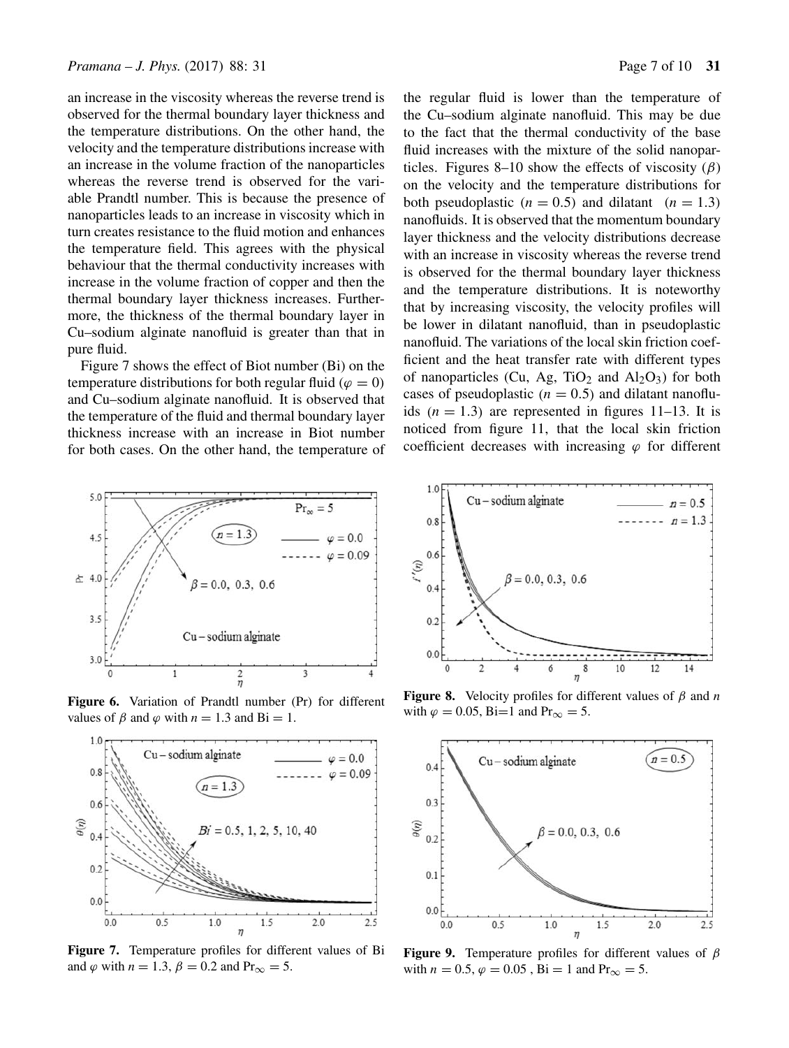an increase in the viscosity whereas the reverse trend is observed for the thermal boundary layer thickness and the temperature distributions. On the other hand, the velocity and the temperature distributions increase with an increase in the volume fraction of the nanoparticles whereas the reverse trend is observed for the variable Prandtl number. This is because the presence of nanoparticles leads to an increase in viscosity which in turn creates resistance to the fluid motion and enhances the temperature field. This agrees with the physical behaviour that the thermal conductivity increases with increase in the volume fraction of copper and then the thermal boundary layer thickness increases. Furthermore, the thickness of the thermal boundary layer in Cu–sodium alginate nanofluid is greater than that in pure fluid.

Figure 7 shows the effect of Biot number (Bi) on the temperature distributions for both regular fluid ($\varphi = 0$) and Cu–sodium alginate nanofluid. It is observed that the temperature of the fluid and thermal boundary layer thickness increase with an increase in Biot number for both cases. On the other hand, the temperature of the regular fluid is lower than the temperature of the Cu–sodium alginate nanofluid. This may be due to the fact that the thermal conductivity of the base fluid increases with the mixture of the solid nanoparticles. Figures 8–10 show the effects of viscosity ($\beta$) on the velocity and the temperature distributions for both pseudoplastic ($n = 0.5$) and dilatant ($n = 1.3$) nanofluids. It is observed that the momentum boundary layer thickness and the velocity distributions decrease with an increase in viscosity whereas the reverse trend is observed for the thermal boundary layer thickness and the temperature distributions. It is noteworthy that by increasing viscosity, the velocity profiles will be lower in dilatant nanofluid, than in pseudoplastic nanofluid. The variations of the local skin friction coefficient and the heat transfer rate with different types of nanoparticles (Cu, Ag, $TiO_2$ and $Al_2O_3$) for both cases of pseudoplastic ($n = 0.5$) and dilatant nanofluids ($n = 1.3$) are represented in figures 11–13. It is noticed from figure 11, that the local skin friction coefficient decreases with increasing $\varphi$ for different

**Figure 6.** Variation of Prandtl number (Pr) for different values of $\beta$ and $\varphi$ with $n = 1.3$ and Bi = 1.

**Figure 7.** Temperature profiles for different values of Bi and $\varphi$ with $n = 1.3$, $\beta = 0.2$ and $\mathrm{Pr}_\infty = 5$.

**Figure 8.** Velocity profiles for different values of $\beta$ and $n$ with $\varphi = 0.05$, Bi=1 and $\mathrm{Pr}_\infty = 5$.

**Figure 9.** Temperature profiles for different values of $\beta$ with $n = 0.5$, $\varphi = 0.05$ , Bi = 1 and $\mathrm{Pr}_\infty = 5$.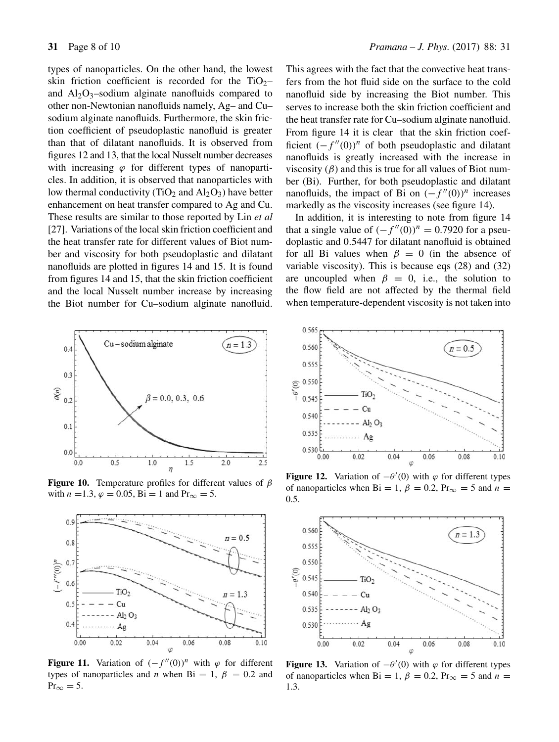types of nanoparticles. On the other hand, the lowest skin friction coefficient is recorded for the $TiO_2$– and $Al_2O_3$–sodium alginate nanofluids compared to other non-Newtonian nanofluids namely, Ag– and Cu–sodium alginate nanofluids. Furthermore, the skin friction coefficient of pseudoplastic nanofluid is greater than that of dilatant nanofluids. It is observed from figures 12 and 13, that the local Nusselt number decreases with increasing $\varphi$ for different types of nanoparticles. In addition, it is observed that nanoparticles with low thermal conductivity ($TiO_2$ and $Al_2O_3$) have better enhancement on heat transfer compared to Ag and Cu. These results are similar to those reported by Lin *et al* [27]. Variations of the local skin friction coefficient and the heat transfer rate for different values of Biot number and viscosity for both pseudoplastic and dilatant nanofluids are plotted in figures 14 and 15. It is found from figures 14 and 15, that the skin friction coefficient and the local Nusselt number increase by increasing the Biot number for Cu–sodium alginate nanofluid. This agrees with the fact that the convective heat transfers from the hot fluid side on the surface to the cold nanofluid side by increasing the Biot number. This serves to increase both the skin friction coefficient and the heat transfer rate for Cu–sodium alginate nanofluid. From figure 14 it is clear that the skin friction coefficient $(-f''(0))^n$ of both pseudoplastic and dilatant nanofluids is greatly increased with the increase in viscosity ($\beta$) and this is true for all values of Biot number (Bi). Further, for both pseudoplastic and dilatant nanofluids, the impact of Bi on $(-f''(0))^n$ increases markedly as the viscosity increases (see figure 14).

In addition, it is interesting to note from figure 14 that a single value of $(-f''(0))^n = 0.7920$ for a pseudoplastic and 0.5447 for dilatant nanofluid is obtained for all Bi values when $\beta = 0$ (in the absence of variable viscosity). This is because eqs (28) and (32) are uncoupled when $\beta = 0$, i.e., the solution to the flow field are not affected by the thermal field when temperature-dependent viscosity is not taken into

**Figure 10.** Temperature profiles for different values of $\beta$ with $n = 1.3$, $\varphi = 0.05$, Bi = 1 and $Pr_\infty = 5$.

**Figure 11.** Variation of $(-f''(0))^n$ with $\varphi$ for different types of nanoparticles and $n$ when Bi = 1, $\beta = 0.2$ and $Pr_\infty = 5$.

**Figure 12.** Variation of $-\theta'(0)$ with $\varphi$ for different types of nanoparticles when Bi = 1, $\beta = 0.2$, $Pr_\infty = 5$ and $n = 0.5$.

**Figure 13.** Variation of $-\theta'(0)$ with $\varphi$ for different types of nanoparticles when Bi = 1, $\beta = 0.2$, $Pr_\infty = 5$ and $n = 1.3$.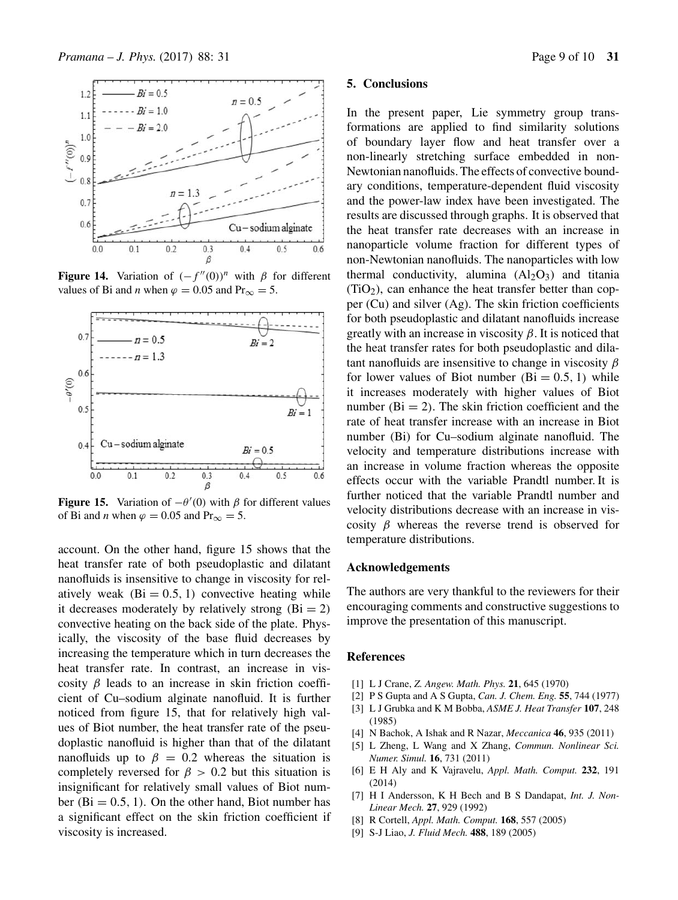**Figure 14.** Variation of $(-f''(0))^n$ with $\beta$ for different values of Bi and $n$ when $\varphi = 0.05$ and $\Pr_\infty = 5$.

**Figure 15.** Variation of $-\theta'(0)$ with $\beta$ for different values of Bi and $n$ when $\varphi = 0.05$ and $\Pr_\infty = 5$.

account. On the other hand, figure 15 shows that the heat transfer rate of both pseudoplastic and dilatant nanofluids is insensitive to change in viscosity for relatively weak ($\mathrm{Bi} = 0.5, 1$) convective heating while it decreases moderately by relatively strong ($\mathrm{Bi} = 2$) convective heating on the back side of the plate. Physically, the viscosity of the base fluid decreases by increasing the temperature which in turn decreases the heat transfer rate. In contrast, an increase in viscosity $\beta$ leads to an increase in skin friction coefficient of Cu–sodium alginate nanofluid. It is further noticed from figure 15, that for relatively high values of Biot number, the heat transfer rate of the pseudoplastic nanofluid is higher than that of the dilatant nanofluids up to $\beta = 0.2$ whereas the situation is completely reversed for $\beta > 0.2$ but this situation is insignificant for relatively small values of Biot number ($\mathrm{Bi} = 0.5, 1$). On the other hand, Biot number has a significant effect on the skin friction coefficient if viscosity is increased.

## 5. Conclusions

In the present paper, Lie symmetry group transformations are applied to find similarity solutions of boundary layer flow and heat transfer over a non-linearly stretching surface embedded in non-Newtonian nanofluids. The effects of convective boundary conditions, temperature-dependent fluid viscosity and the power-law index have been investigated. The results are discussed through graphs. It is observed that the heat transfer rate decreases with an increase in nanoparticle volume fraction for different types of non-Newtonian nanofluids. The nanoparticles with low thermal conductivity, alumina ($Al_2O_3$) and titania ($TiO_2$), can enhance the heat transfer better than copper (Cu) and silver (Ag). The skin friction coefficients for both pseudoplastic and dilatant nanofluids increase greatly with an increase in viscosity $\beta$. It is noticed that the heat transfer rates for both pseudoplastic and dilatant nanofluids are insensitive to change in viscosity $\beta$ for lower values of Biot number ($\mathrm{Bi} = 0.5, 1$) while it increases moderately with higher values of Biot number ($\mathrm{Bi} = 2$). The skin friction coefficient and the rate of heat transfer increase with an increase in Biot number (Bi) for Cu–sodium alginate nanofluid. The velocity and temperature distributions increase with an increase in volume fraction whereas the opposite effects occur with the variable Prandtl number. It is further noticed that the variable Prandtl number and velocity distributions decrease with an increase in viscosity $\beta$ whereas the reverse trend is observed for temperature distributions.

## Acknowledgements

The authors are very thankful to the reviewers for their encouraging comments and constructive suggestions to improve the presentation of this manuscript.

## References

[1] L J Crane, *Z. Angew. Math. Phys.* **21**, 645 (1970)
[2] P S Gupta and A S Gupta, *Can. J. Chem. Eng.* **55**, 744 (1977)
[3] L J Grubka and K M Bobba, *ASME J. Heat Transfer* **107**, 248 (1985)
[4] N Bachok, A Ishak and R Nazar, *Meccanica* **46**, 935 (2011)
[5] L Zheng, L Wang and X Zhang, *Commun. Nonlinear Sci. Numer. Simul.* **16**, 731 (2011)
[6] E H Aly and K Vajravelu, *Appl. Math. Comput.* **232**, 191 (2014)
[7] H I Andersson, K H Bech and B S Dandapat, *Int. J. Non-Linear Mech.* **27**, 929 (1992)
[8] R Cortell, *Appl. Math. Comput.* **168**, 557 (2005)
[9] S-J Liao, *J. Fluid Mech.* **488**, 189 (2005)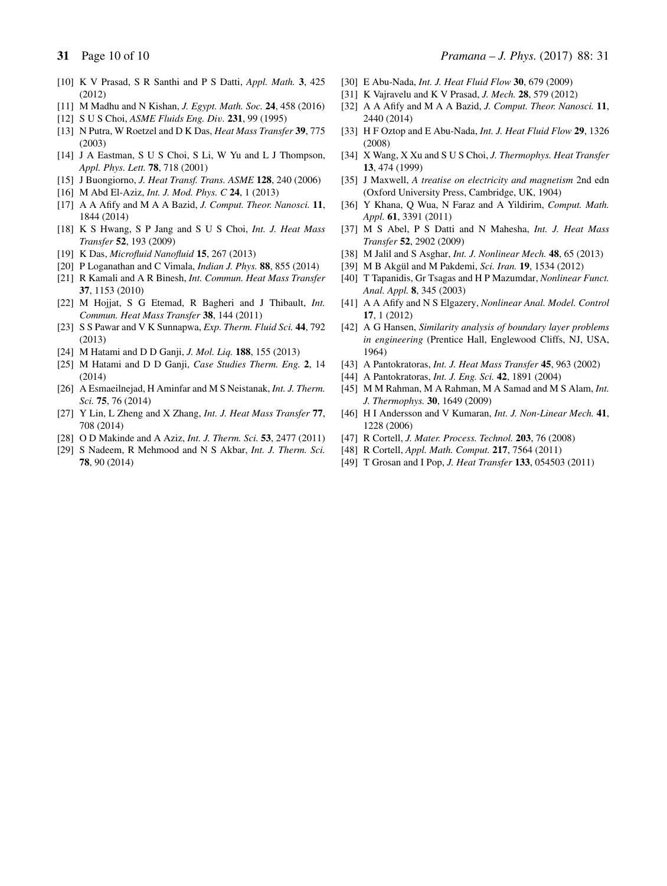[10] K V Prasad, S R Santhi and P S Datti, *Appl. Math.* **3**, 425 (2012)

[11] M Madhu and N Kishan, *J. Egypt. Math. Soc.* **24**, 458 (2016)

[12] S U S Choi, *ASME Fluids Eng. Div.* **231**, 99 (1995)

[13] N Putra, W Roetzel and D K Das, *Heat Mass Transfer* **39**, 775 (2003)

[14] J A Eastman, S U S Choi, S Li, W Yu and L J Thompson, *Appl. Phys. Lett.* **78**, 718 (2001)

[15] J Buongiorno, *J. Heat Transf. Trans. ASME* **128**, 240 (2006)

[16] M Abd El-Aziz, *Int. J. Mod. Phys. C* **24**, 1 (2013)

[17] A A Afify and M A A Bazid, *J. Comput. Theor. Nanosci.* **11**, 1844 (2014)

[18] K S Hwang, S P Jang and S U S Choi, *Int. J. Heat Mass Transfer* **52**, 193 (2009)

[19] K Das, *Microfluid Nanofluid* **15**, 267 (2013)

[20] P Loganathan and C Vimala, *Indian J. Phys.* **88**, 855 (2014)

[21] R Kamali and A R Binesh, *Int. Commun. Heat Mass Transfer* **37**, 1153 (2010)

[22] M Hojjat, S G Etemad, R Bagheri and J Thibault, *Int. Commun. Heat Mass Transfer* **38**, 144 (2011)

[23] S S Pawar and V K Sunnapwa, *Exp. Therm. Fluid Sci.* **44**, 792 (2013)

[24] M Hatami and D D Ganji, *J. Mol. Liq.* **188**, 155 (2013)

[25] M Hatami and D D Ganji, *Case Studies Therm. Eng.* **2**, 14 (2014)

[26] A Esmaeilnejad, H Aminfar and M S Neistanak, *Int. J. Therm. Sci.* **75**, 76 (2014)

[27] Y Lin, L Zheng and X Zhang, *Int. J. Heat Mass Transfer* **77**, 708 (2014)

[28] O D Makinde and A Aziz, *Int. J. Therm. Sci.* **53**, 2477 (2011)

[29] S Nadeem, R Mehmood and N S Akbar, *Int. J. Therm. Sci.* **78**, 90 (2014)

[30] E Abu-Nada, *Int. J. Heat Fluid Flow* **30**, 679 (2009)

[31] K Vajravelu and K V Prasad, *J. Mech.* **28**, 579 (2012)

[32] A A Afify and M A A Bazid, *J. Comput. Theor. Nanosci.* **11**, 2440 (2014)

[33] H F Oztop and E Abu-Nada, *Int. J. Heat Fluid Flow* **29**, 1326 (2008)

[34] X Wang, X Xu and S U S Choi, *J. Thermophys. Heat Transfer* **13**, 474 (1999)

[35] J Maxwell, *A treatise on electricity and magnetism* 2nd edn (Oxford University Press, Cambridge, UK, 1904)

[36] Y Khana, Q Wua, N Faraz and A Yildirim, *Comput. Math. Appl.* **61**, 3391 (2011)

[37] M S Abel, P S Datti and N Mahesha, *Int. J. Heat Mass Transfer* **52**, 2902 (2009)

[38] M Jalil and S Asghar, *Int. J. Nonlinear Mech.* **48**, 65 (2013)

[39] M B Akgül and M Pakdemi, *Sci. Iran.* **19**, 1534 (2012)

[40] T Tapanidis, Gr Tsagas and H P Mazumdar, *Nonlinear Funct. Anal. Appl.* **8**, 345 (2003)

[41] A A Afify and N S Elgazery, *Nonlinear Anal. Model. Control* **17**, 1 (2012)

[42] A G Hansen, *Similarity analysis of boundary layer problems in engineering* (Prentice Hall, Englewood Cliffs, NJ, USA, 1964)

[43] A Pantokratoras, *Int. J. Heat Mass Transfer* **45**, 963 (2002)

[44] A Pantokratoras, *Int. J. Eng. Sci.* **42**, 1891 (2004)

[45] M M Rahman, M A Rahman, M A Samad and M S Alam, *Int. J. Thermophys.* **30**, 1649 (2009)

[46] H I Andersson and V Kumaran, *Int. J. Non-Linear Mech.* **41**, 1228 (2006)

[47] R Cortell, *J. Mater. Process. Technol.* **203**, 76 (2008)

[48] R Cortell, *Appl. Math. Comput.* **217**, 7564 (2011)

[49] T Grosan and I Pop, *J. Heat Transfer* **133**, 054503 (2011)